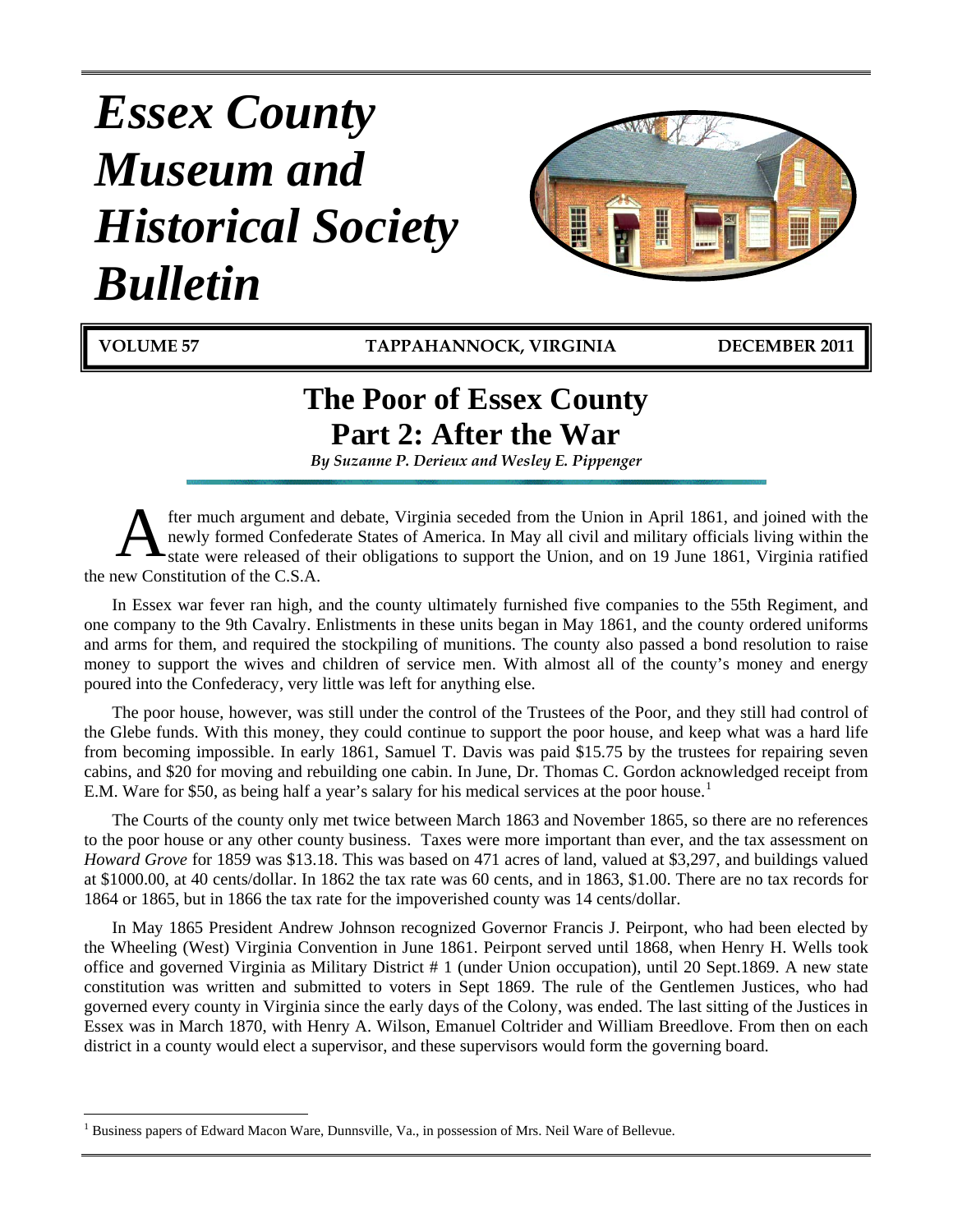# *Essex County Museum and Historical Society Bulletin*

**VOLUME 57** **TAPPAHANNOCK, VIRGINIA** **DECEMBER 2011**

## The Poor of Essex County
## Part 2: After the War

*By Suzanne P. Derieux and Wesley E. Pippenger*

After much argument and debate, Virginia seceded from the Union in April 1861, and joined with the newly formed Confederate States of America. In May all civil and military officials living within the state were released of their obligations to support the Union, and on 19 June 1861, Virginia ratified the new Constitution of the C.S.A.

In Essex war fever ran high, and the county ultimately furnished five companies to the 55th Regiment, and one company to the 9th Cavalry. Enlistments in these units began in May 1861, and the county ordered uniforms and arms for them, and required the stockpiling of munitions. The county also passed a bond resolution to raise money to support the wives and children of service men. With almost all of the county's money and energy poured into the Confederacy, very little was left for anything else.

The poor house, however, was still under the control of the Trustees of the Poor, and they still had control of the Glebe funds. With this money, they could continue to support the poor house, and keep what was a hard life from becoming impossible. In early 1861, Samuel T. Davis was paid $15.75 by the trustees for repairing seven cabins, and $20 for moving and rebuilding one cabin. In June, Dr. Thomas C. Gordon acknowledged receipt from E.M. Ware for $50, as being half a year's salary for his medical services at the poor house.[1]

The Courts of the county only met twice between March 1863 and November 1865, so there are no references to the poor house or any other county business. Taxes were more important than ever, and the tax assessment on *Howard Grove* for 1859 was $13.18. This was based on 471 acres of land, valued at $3,297, and buildings valued at $1000.00, at 40 cents/dollar. In 1862 the tax rate was 60 cents, and in 1863, $1.00. There are no tax records for 1864 or 1865, but in 1866 the tax rate for the impoverished county was 14 cents/dollar.

In May 1865 President Andrew Johnson recognized Governor Francis J. Peirpont, who had been elected by the Wheeling (West) Virginia Convention in June 1861. Peirpont served until 1868, when Henry H. Wells took office and governed Virginia as Military District # 1 (under Union occupation), until 20 Sept.1869. A new state constitution was written and submitted to voters in Sept 1869. The rule of the Gentlemen Justices, who had governed every county in Virginia since the early days of the Colony, was ended. The last sitting of the Justices in Essex was in March 1870, with Henry A. Wilson, Emanuel Coltrider and William Breedlove. From then on each district in a county would elect a supervisor, and these supervisors would form the governing board.

---

[1] Business papers of Edward Macon Ware, Dunnsville, Va., in possession of Mrs. Neil Ware of Bellevue.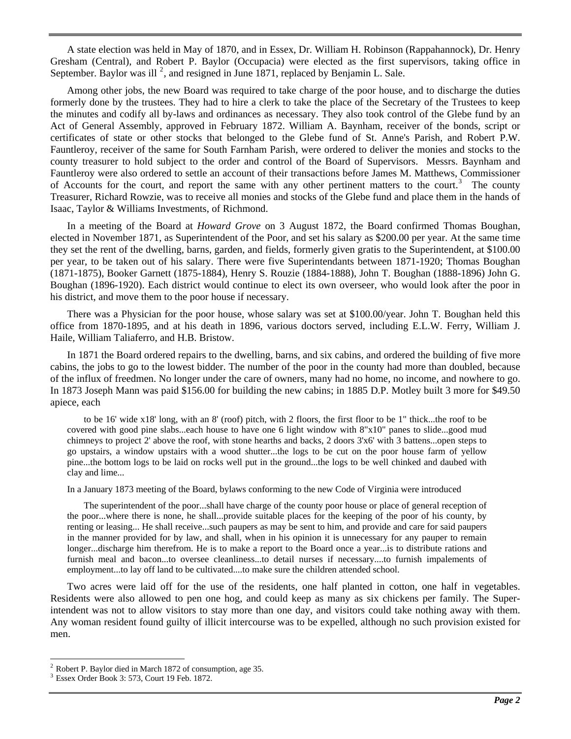A state election was held in May of 1870, and in Essex, Dr. William H. Robinson (Rappahannock), Dr. Henry Gresham (Central), and Robert P. Baylor (Occupacia) were elected as the first supervisors, taking office in September. Baylor was ill [2], and resigned in June 1871, replaced by Benjamin L. Sale.

Among other jobs, the new Board was required to take charge of the poor house, and to discharge the duties formerly done by the trustees. They had to hire a clerk to take the place of the Secretary of the Trustees to keep the minutes and codify all by-laws and ordinances as necessary. They also took control of the Glebe fund by an Act of General Assembly, approved in February 1872. William A. Baynham, receiver of the bonds, script or certificates of state or other stocks that belonged to the Glebe fund of St. Anne's Parish, and Robert P.W. Fauntleroy, receiver of the same for South Farnham Parish, were ordered to deliver the monies and stocks to the county treasurer to hold subject to the order and control of the Board of Supervisors. Messrs. Baynham and Fauntleroy were also ordered to settle an account of their transactions before James M. Matthews, Commissioner of Accounts for the court, and report the same with any other pertinent matters to the court.[3] The county Treasurer, Richard Rowzie, was to receive all monies and stocks of the Glebe fund and place them in the hands of Isaac, Taylor & Williams Investments, of Richmond.

In a meeting of the Board at *Howard Grove* on 3 August 1872, the Board confirmed Thomas Boughan, elected in November 1871, as Superintendent of the Poor, and set his salary as $200.00 per year. At the same time they set the rent of the dwelling, barns, garden, and fields, formerly given gratis to the Superintendent, at $100.00 per year, to be taken out of his salary. There were five Superintendants between 1871-1920; Thomas Boughan (1871-1875), Booker Garnett (1875-1884), Henry S. Rouzie (1884-1888), John T. Boughan (1888-1896) John G. Boughan (1896-1920). Each district would continue to elect its own overseer, who would look after the poor in his district, and move them to the poor house if necessary.

There was a Physician for the poor house, whose salary was set at $100.00/year. John T. Boughan held this office from 1870-1895, and at his death in 1896, various doctors served, including E.L.W. Ferry, William J. Haile, William Taliaferro, and H.B. Bristow.

In 1871 the Board ordered repairs to the dwelling, barns, and six cabins, and ordered the building of five more cabins, the jobs to go to the lowest bidder. The number of the poor in the county had more than doubled, because of the influx of freedmen. No longer under the care of owners, many had no home, no income, and nowhere to go. In 1873 Joseph Mann was paid $156.00 for building the new cabins; in 1885 D.P. Motley built 3 more for $49.50 apiece, each

> to be 16' wide x18' long, with an 8' (roof) pitch, with 2 floors, the first floor to be 1" thick...the roof to be covered with good pine slabs...each house to have one 6 light window with 8"x10" panes to slide...good mud chimneys to project 2' above the roof, with stone hearths and backs, 2 doors 3'x6' with 3 battens...open steps to go upstairs, a window upstairs with a wood shutter...the logs to be cut on the poor house farm of yellow pine...the bottom logs to be laid on rocks well put in the ground...the logs to be well chinked and daubed with clay and lime...

In a January 1873 meeting of the Board, bylaws conforming to the new Code of Virginia were introduced

> The superintendent of the poor...shall have charge of the county poor house or place of general reception of the poor...where there is none, he shall...provide suitable places for the keeping of the poor of his county, by renting or leasing... He shall receive...such paupers as may be sent to him, and provide and care for said paupers in the manner provided for by law, and shall, when in his opinion it is unnecessary for any pauper to remain longer...discharge him therefrom. He is to make a report to the Board once a year...is to distribute rations and furnish meal and bacon...to oversee cleanliness...to detail nurses if necessary....to furnish impalements of employment...to lay off land to be cultivated....to make sure the children attended school.

Two acres were laid off for the use of the residents, one half planted in cotton, one half in vegetables. Residents were also allowed to pen one hog, and could keep as many as six chickens per family. The Superintendent was not to allow visitors to stay more than one day, and visitors could take nothing away with them. Any woman resident found guilty of illicit intercourse was to be expelled, although no such provision existed for men.

---

[2] Robert P. Baylor died in March 1872 of consumption, age 35.

[3] Essex Order Book 3: 573, Court 19 Feb. 1872.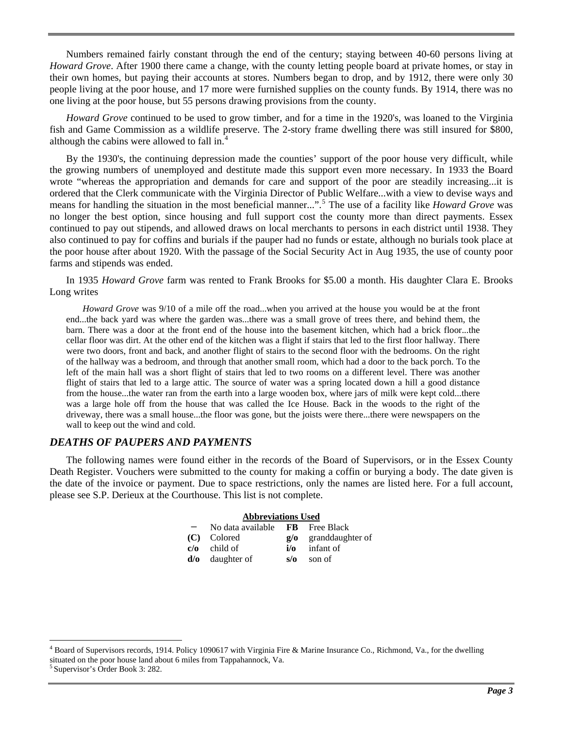Numbers remained fairly constant through the end of the century; staying between 40-60 persons living at *Howard Grove*. After 1900 there came a change, with the county letting people board at private homes, or stay in their own homes, but paying their accounts at stores. Numbers began to drop, and by 1912, there were only 30 people living at the poor house, and 17 more were furnished supplies on the county funds. By 1914, there was no one living at the poor house, but 55 persons drawing provisions from the county.

*Howard Grove* continued to be used to grow timber, and for a time in the 1920's, was loaned to the Virginia fish and Game Commission as a wildlife preserve. The 2-story frame dwelling there was still insured for $800, although the cabins were allowed to fall in.[4]

By the 1930's, the continuing depression made the counties' support of the poor house very difficult, while the growing numbers of unemployed and destitute made this support even more necessary. In 1933 the Board wrote "whereas the appropriation and demands for care and support of the poor are steadily increasing...it is ordered that the Clerk communicate with the Virginia Director of Public Welfare...with a view to devise ways and means for handling the situation in the most beneficial manner...".[5] The use of a facility like *Howard Grove* was no longer the best option, since housing and full support cost the county more than direct payments. Essex continued to pay out stipends, and allowed draws on local merchants to persons in each district until 1938. They also continued to pay for coffins and burials if the pauper had no funds or estate, although no burials took place at the poor house after about 1920. With the passage of the Social Security Act in Aug 1935, the use of county poor farms and stipends was ended.

In 1935 *Howard Grove* farm was rented to Frank Brooks for $5.00 a month. His daughter Clara E. Brooks Long writes

> *Howard Grove* was 9/10 of a mile off the road...when you arrived at the house you would be at the front end...the back yard was where the garden was...there was a small grove of trees there, and behind them, the barn. There was a door at the front end of the house into the basement kitchen, which had a brick floor...the cellar floor was dirt. At the other end of the kitchen was a flight if stairs that led to the first floor hallway. There were two doors, front and back, and another flight of stairs to the second floor with the bedrooms. On the right of the hallway was a bedroom, and through that another small room, which had a door to the back porch. To the left of the main hall was a short flight of stairs that led to two rooms on a different level. There was another flight of stairs that led to a large attic. The source of water was a spring located down a hill a good distance from the house...the water ran from the earth into a large wooden box, where jars of milk were kept cold...there was a large hole off from the house that was called the Ice House. Back in the woods to the right of the driveway, there was a small house...the floor was gone, but the joists were there...there were newspapers on the wall to keep out the wind and cold.

## *DEATHS OF PAUPERS AND PAYMENTS*

The following names were found either in the records of the Board of Supervisors, or in the Essex County Death Register. Vouchers were submitted to the county for making a coffin or burying a body. The date given is the date of the invoice or payment. Due to space restrictions, only the names are listed here. For a full account, please see S.P. Derieux at the Courthouse. This list is not complete.

**Abbreviations Used**

| | | | |
|---|---|---|---|
| **–** | No data available | **FB** | Free Black |
| **(C)** | Colored | **g/o** | granddaughter of |
| **c/o** | child of | **i/o** | infant of |
| **d/o** | daughter of | **s/o** | son of |

[4] Board of Supervisors records, 1914. Policy 1090617 with Virginia Fire & Marine Insurance Co., Richmond, Va., for the dwelling situated on the poor house land about 6 miles from Tappahannock, Va.

[5] Supervisor's Order Book 3: 282.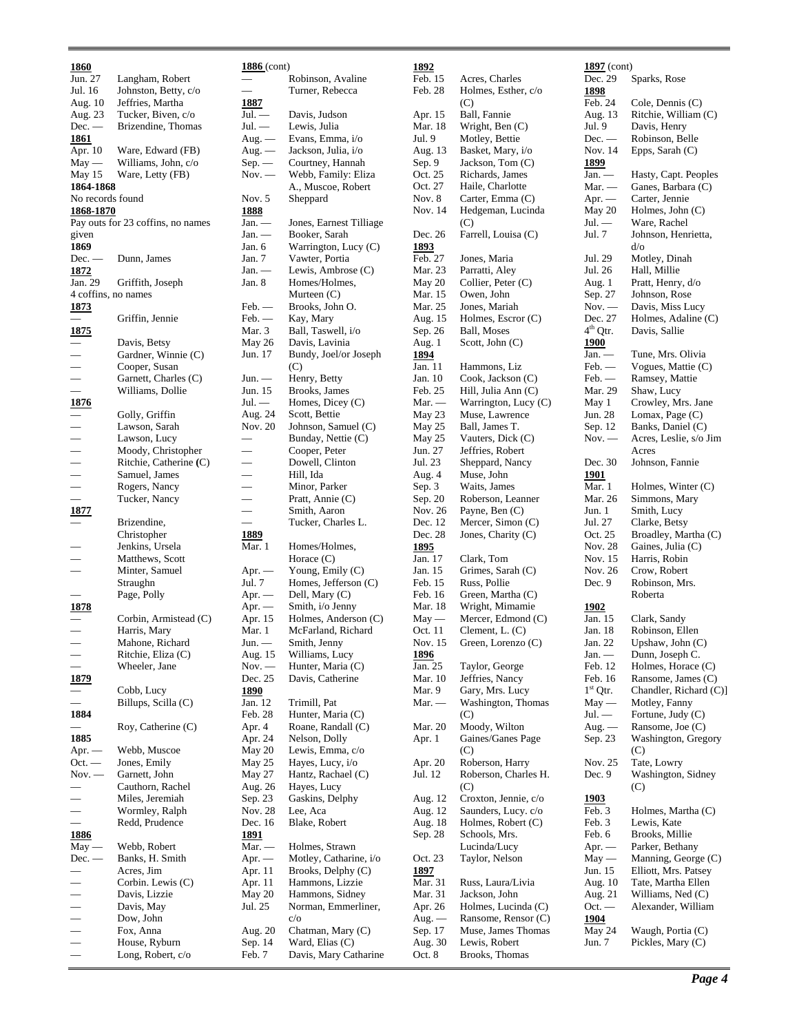**1860**

| | |
|---|---|
| Jun. 27 | Langham, Robert |
| Jul. 16 | Johnston, Betty, c/o |
| Aug. 10 | Jeffries, Martha |
| Aug. 23 | Tucker, Biven, c/o |
| Dec. — | Brizendine, Thomas |

**1861**

| | |
|---|---|
| Apr. 10 | Ware, Edward (FB) |
| May — | Williams, John, c/o |
| May 15 | Ware, Letty (FB) |

**1864-1868**

No records found

**1868-1870**

Pay outs for 23 coffins, no names given

**1869**

| | |
|---|---|
| Dec. — | Dunn, James |

**1872**

| | |
|---|---|
| Jan. 29 | Griffith, Joseph |

4 coffins, no names

**1873**

| | |
|---|---|
| — | Griffin, Jennie |

**1875**

| | |
|---|---|
| — | Davis, Betsy |
| — | Gardner, Winnie (C) |
| — | Cooper, Susan |
| — | Garnett, Charles (C) |
| — | Williams, Dollie |

**1876**

| | |
|---|---|
| — | Golly, Griffin |
| — | Lawson, Sarah |
| — | Lawson, Lucy |
| — | Moody, Christopher |
| — | Ritchie, Catherine (C) |
| — | Samuel, James |
| — | Rogers, Nancy |
| — | Tucker, Nancy |

**1877**

| | |
|---|---|
| — | Brizendine, Christopher |
| — | Jenkins, Ursela |
| — | Matthews, Scott |
| — | Minter, Samuel Straughn |
| — | Page, Polly |

**1878**

| | |
|---|---|
| — | Corbin, Armistead (C) |
| — | Harris, Mary |
| — | Mahone, Richard |
| — | Ritchie, Eliza (C) |
| — | Wheeler, Jane |

**1879**

| | |
|---|---|
| — | Cobb, Lucy |
| — | Billups, Scilla (C) |

**1884**

| | |
|---|---|
| — | Roy, Catherine (C) |

**1885**

| | |
|---|---|
| Apr. — | Webb, Muscoe |
| Oct. — | Jones, Emily |
| Nov. — | Garnett, John |
| — | Cauthorn, Rachel |
| — | Miles, Jeremiah |
| — | Wormley, Ralph |
| — | Redd, Prudence |

**1886**

| | |
|---|---|
| May — | Webb, Robert |
| Dec. — | Banks, H. Smith |
| — | Acres, Jim |
| — | Corbin. Lewis (C) |
| — | Davis, Lizzie |
| — | Davis, May |
| — | Dow, John |
| — | Fox, Anna |
| — | House, Ryburn |
| — | Long, Robert, c/o |

**1886** (cont)

| | |
|---|---|
| — | Robinson, Avaline |
| — | Turner, Rebecca |

**1887**

| | |
|---|---|
| Jul. — | Davis, Judson |
| Jul. — | Lewis, Julia |
| Aug. — | Evans, Emma, i/o |
| Aug. — | Jackson, Julia, i/o |
| Sep. — | Courtney, Hannah |
| Nov. — | Webb, Family: Eliza A., Muscoe, Robert |
| Nov. 5 | Sheppard |

**1888**

| | |
|---|---|
| Jan. — | Jones, Earnest Tilliage |
| Jan. — | Booker, Sarah |
| Jan. 6 | Warrington, Lucy (C) |
| Jan. 7 | Vawter, Portia |
| Jan. — | Lewis, Ambrose (C) |
| Jan. 8 | Homes/Holmes, Murteen (C) |
| Feb. — | Brooks, John O. |
| Feb. — | Kay, Mary |
| Mar. 3 | Ball, Taswell, i/o |
| May 26 | Davis, Lavinia |
| Jun. 17 | Bundy, Joel/or Joseph (C) |
| Jun. — | Henry, Betty |
| Jun. 15 | Brooks, James |
| Jul. — | Homes, Dicey (C) |
| Aug. 24 | Scott, Bettie |
| Nov. 20 | Johnson, Samuel (C) |
| — | Bunday, Nettie (C) |
| — | Cooper, Peter |
| — | Dowell, Clinton |
| — | Hill, Ida |
| — | Minor, Parker |
| — | Pratt, Annie (C) |
| — | Smith, Aaron |
| — | Tucker, Charles L. |

**1889**

| | |
|---|---|
| Mar. 1 | Homes/Holmes, Horace (C) |
| Apr. — | Young, Emily (C) |
| Jul. 7 | Homes, Jefferson (C) |
| Apr. — | Dell, Mary (C) |
| Apr. — | Smith, i/o Jenny |
| Apr. 15 | Holmes, Anderson (C) |
| Mar. 1 | McFarland, Richard |
| Jun. — | Smith, Jenny |
| Aug. 15 | Williams, Lucy |
| Nov. — | Hunter, Maria (C) |
| Dec. 25 | Davis, Catherine |

**1890**

| | |
|---|---|
| Jan. 12 | Trimill, Pat |
| Feb. 28 | Hunter, Maria (C) |
| Apr. 4 | Roane, Randall (C) |
| Apr. 24 | Nelson, Dolly |
| May 20 | Lewis, Emma, c/o |
| May 25 | Hayes, Lucy, i/o |
| May 27 | Hantz, Rachael (C) |
| Aug. 26 | Hayes, Lucy |
| Sep. 23 | Gaskins, Delphy |
| Nov. 28 | Lee, Aca |
| Dec. 16 | Blake, Robert |

**1891**

| | |
|---|---|
| Mar. — | Holmes, Strawn |
| Apr. — | Motley, Catharine, i/o |
| Apr. 11 | Brooks, Delphy (C) |
| Apr. 11 | Hammons, Lizzie |
| May 20 | Hammons, Sidney |
| Jul. 25 | Norman, Emmerliner, c/o |
| Aug. 20 | Chatman, Mary (C) |
| Sep. 14 | Ward, Elias (C) |
| Feb. 7 | Davis, Mary Catharine |

**1892**

| | |
|---|---|
| Feb. 15 | Acres, Charles |
| Feb. 28 | Holmes, Esther, c/o (C) |
| Apr. 15 | Ball, Fannie |
| Mar. 18 | Wright, Ben (C) |
| Jul. 9 | Motley, Bettie |
| Aug. 13 | Basket, Mary, i/o |
| Sep. 9 | Jackson, Tom (C) |
| Oct. 25 | Richards, James |
| Oct. 27 | Haile, Charlotte |
| Nov. 8 | Carter, Emma (C) |
| Nov. 14 | Hedgeman, Lucinda (C) |
| Dec. 26 | Farrell, Louisa (C) |

**1893**

| | |
|---|---|
| Feb. 27 | Jones, Maria |
| Mar. 23 | Parratti, Aley |
| May 20 | Collier, Peter (C) |
| Mar. 15 | Owen, John |
| Mar. 25 | Jones, Mariah |
| Aug. 15 | Holmes, Escror (C) |
| Sep. 26 | Ball, Moses |
| Aug. 1 | Scott, John (C) |

**1894**

| | |
|---|---|
| Jan. 11 | Hammons, Liz |
| Jan. 10 | Cook, Jackson (C) |
| Feb. 25 | Hill, Julia Ann (C) |
| Mar. — | Warrington, Lucy (C) |
| May 23 | Muse, Lawrence |
| May 25 | Ball, James T. |
| May 25 | Vauters, Dick (C) |
| Jun. 27 | Jeffries, Robert |
| Jul. 23 | Sheppard, Nancy |
| Aug. 4 | Muse, John |
| Sep. 3 | Waits, James |
| Sep. 20 | Roberson, Leanner |
| Nov. 26 | Payne, Ben (C) |
| Dec. 12 | Mercer, Simon (C) |
| Dec. 28 | Jones, Charity (C) |

**1895**

| | |
|---|---|
| Jan. 17 | Clark, Tom |
| Jan. 15 | Grimes, Sarah (C) |
| Feb. 15 | Russ, Pollie |
| Feb. 16 | Green, Martha (C) |
| Mar. 18 | Wright, Mimamie |
| May — | Mercer, Edmond (C) |
| Oct. 11 | Clement, L. (C) |
| Nov. 15 | Green, Lorenzo (C) |

**1896**

| | |
|---|---|
| Jan. 25 | Taylor, George |
| Mar. 10 | Jeffries, Nancy |
| Mar. 9 | Gary, Mrs. Lucy |
| Mar. — | Washington, Thomas (C) |
| Mar. 20 | Moody, Wilton |
| Apr. 1 | Gaines/Ganes Page (C) |
| Apr. 20 | Roberson, Harry |
| Jul. 12 | Roberson, Charles H. (C) |
| Aug. 12 | Croxton, Jennie, c/o |
| Aug. 12 | Saunders, Lucy. c/o |
| Aug. 18 | Holmes, Robert (C) |
| Sep. 28 | Schools, Mrs. Lucinda/Lucy |
| Oct. 23 | Taylor, Nelson |

**1897**

| | |
|---|---|
| Mar. 31 | Russ, Laura/Livia |
| Mar. 31 | Jackson, John |
| Apr. 26 | Holmes, Lucinda (C) |
| Aug. — | Ransome, Rensor (C) |
| Sep. 17 | Muse, James Thomas |
| Aug. 30 | Lewis, Robert |
| Oct. 8 | Brooks, Thomas |

**1897** (cont)

| | |
|---|---|
| Dec. 29 | Sparks, Rose |

**1898**

| | |
|---|---|
| Feb. 24 | Cole, Dennis (C) |
| Aug. 13 | Ritchie, William (C) |
| Jul. 9 | Davis, Henry |
| Dec. — | Robinson, Belle |
| Nov. 14 | Epps, Sarah (C) |

**1899**

| | |
|---|---|
| Jan. — | Hasty, Capt. Peoples |
| Mar. — | Ganes, Barbara (C) |
| Apr. — | Carter, Jennie |
| May 20 | Holmes, John (C) |
| Jul. — | Ware, Rachel |
| Jul. 7 | Johnson, Henrietta, d/o |
| Jul. 29 | Motley, Dinah |
| Jul. 26 | Hall, Millie |
| Aug. 1 | Pratt, Henry, d/o |
| Sep. 27 | Johnson, Rose |
| Nov. — | Davis, Miss Lucy |
| Dec. 27 | Holmes, Adaline (C) |
| 4th Qtr. | Davis, Sallie |

**1900**

| | |
|---|---|
| Jan. — | Tune, Mrs. Olivia |
| Feb. — | Vogues, Mattie (C) |
| Feb. — | Ramsey, Mattie |
| Mar. 29 | Shaw, Lucy |
| May 1 | Crowley, Mrs. Jane |
| Jun. 28 | Lomax, Page (C) |
| Sep. 12 | Banks, Daniel (C) |
| Nov. — | Acres, Leslie, s/o Jim Acres |
| Dec. 30 | Johnson, Fannie |

**1901**

| | |
|---|---|
| Mar. 1 | Holmes, Winter (C) |
| Mar. 26 | Simmons, Mary |
| Jun. 1 | Smith, Lucy |
| Jul. 27 | Clarke, Betsy |
| Oct. 25 | Broadley, Martha (C) |
| Nov. 28 | Gaines, Julia (C) |
| Nov. 15 | Harris, Robin |
| Nov. 26 | Crow, Robert |
| Dec. 9 | Robinson, Mrs. Roberta |

**1902**

| | |
|---|---|
| Jan. 15 | Clark, Sandy |
| Jan. 18 | Robinson, Ellen |
| Jan. 22 | Upshaw, John (C) |
| Jan. — | Dunn, Joseph C. |
| Feb. 12 | Holmes, Horace (C) |
| Feb. 16 | Ransome, James (C) |
| 1st Qtr. | Chandler, Richard (C)] |
| May — | Motley, Fanny |
| Jul. — | Fortune, Judy (C) |
| Aug. — | Ransome, Joe (C) |
| Sep. 23 | Washington, Gregory (C) |
| Nov. 25 | Tate, Lowry |
| Dec. 9 | Washington, Sidney (C) |

**1903**

| | |
|---|---|
| Feb. 3 | Holmes, Martha (C) |
| Feb. 3 | Lewis, Kate |
| Feb. 6 | Brooks, Millie |
| Apr. — | Parker, Bethany |
| May — | Manning, George (C) |
| Jun. 15 | Elliott, Mrs. Patsey |
| Aug. 10 | Tate, Martha Ellen |
| Aug. 21 | Williams, Ned (C) |
| Oct. — | Alexander, William |

**1904**

| | |
|---|---|
| May 24 | Waugh, Portia (C) |
| Jun. 7 | Pickles, Mary (C) |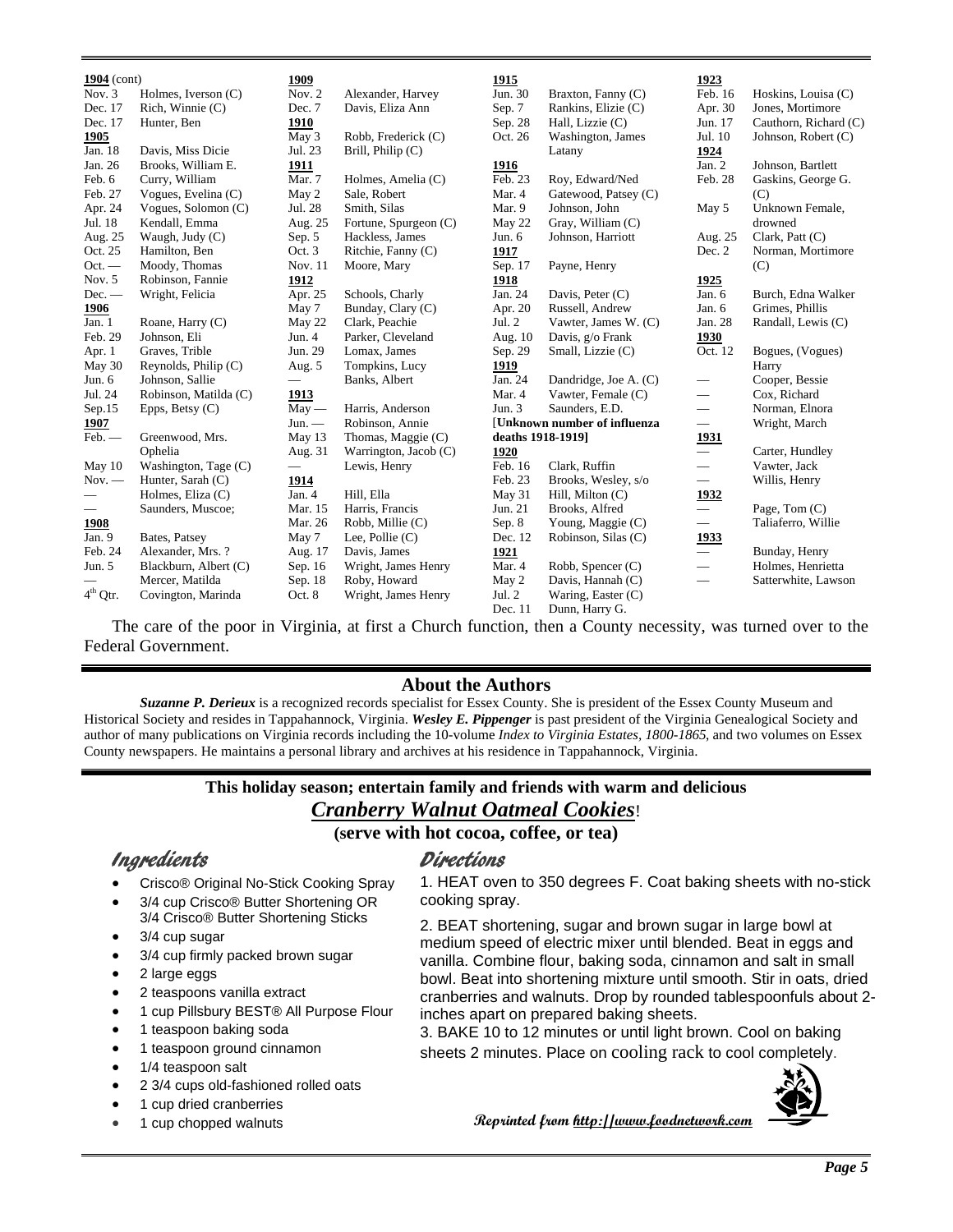**1904** (cont)

| Date | Name |
|---|---|
| Nov. 3 | Holmes, Iverson (C) |
| Dec. 17 | Rich, Winnie (C) |
| Dec. 17 | Hunter, Ben |

**1905**

| Date | Name |
|---|---|
| Jan. 18 | Davis, Miss Dicie |
| Jan. 26 | Brooks, William E. |
| Feb. 6 | Curry, William |
| Feb. 27 | Vogues, Evelina (C) |
| Apr. 24 | Vogues, Solomon (C) |
| Jul. 18 | Kendall, Emma |
| Aug. 25 | Waugh, Judy (C) |
| Oct. 25 | Hamilton, Ben |
| Oct. — | Moody, Thomas |
| Nov. 5 | Robinson, Fannie |
| Dec. — | Wright, Felicia |

**1906**

| Date | Name |
|---|---|
| Jan. 1 | Roane, Harry (C) |
| Feb. 29 | Johnson, Eli |
| Apr. 1 | Graves, Trible |
| May 30 | Reynolds, Philip (C) |
| Jun. 6 | Johnson, Sallie |
| Jul. 24 | Robinson, Matilda (C) |
| Sep.15 | Epps, Betsy (C) |

**1907**

| Date | Name |
|---|---|
| Feb. — | Greenwood, Mrs. Ophelia |
| May 10 | Washington, Tage (C) |
| Nov. — | Hunter, Sarah (C) |
| — | Holmes, Eliza (C) |
| — | Saunders, Muscoe; |

**1908**

| Date | Name |
|---|---|
| Jan. 9 | Bates, Patsey |
| Feb. 24 | Alexander, Mrs. ? |
| Jun. 5 | Blackburn, Albert (C) |
| — | Mercer, Matilda |
| 4th Qtr. | Covington, Marinda |

**1909**

| Date | Name |
|---|---|
| Nov. 2 | Alexander, Harvey |
| Dec. 7 | Davis, Eliza Ann |

**1910**

| Date | Name |
|---|---|
| May 3 | Robb, Frederick (C) |
| Jul. 23 | Brill, Philip (C) |

**1911**

| Date | Name |
|---|---|
| Mar. 7 | Holmes, Amelia (C) |
| May 2 | Sale, Robert |
| Jul. 28 | Smith, Silas |
| Aug. 25 | Fortune, Spurgeon (C) |
| Sep. 5 | Hackless, James |
| Oct. 3 | Ritchie, Fanny (C) |
| Nov. 11 | Moore, Mary |

**1912**

| Date | Name |
|---|---|
| Apr. 25 | Schools, Charly |
| May 7 | Bunday, Clary (C) |
| May 22 | Clark, Peachie |
| Jun. 4 | Parker, Cleveland |
| Jun. 29 | Lomax, James |
| Aug. 5 | Tompkins, Lucy |
| — | Banks, Albert |

**1913**

| Date | Name |
|---|---|
| May — | Harris, Anderson |
| Jun. — | Robinson, Annie |
| May 13 | Thomas, Maggie (C) |
| Aug. 31 | Warrington, Jacob (C) |
| — | Lewis, Henry |

**1914**

| Date | Name |
|---|---|
| Jan. 4 | Hill, Ella |
| Mar. 15 | Harris, Francis |
| Mar. 26 | Robb, Millie (C) |
| May 7 | Lee, Pollie (C) |
| Aug. 17 | Davis, James |
| Sep. 16 | Wright, James Henry |
| Sep. 18 | Roby, Howard |
| Oct. 8 | Wright, James Henry |

**1915**

| Date | Name |
|---|---|
| Jun. 30 | Braxton, Fanny (C) |
| Sep. 7 | Rankins, Elizie (C) |
| Sep. 28 | Hall, Lizzie (C) |
| Oct. 26 | Washington, James Latany |

**1916**

| Date | Name |
|---|---|
| Feb. 23 | Roy, Edward/Ned |
| Mar. 4 | Gatewood, Patsey (C) |
| Mar. 9 | Johnson, John |
| May 22 | Gray, William (C) |
| Jun. 6 | Johnson, Harriott |

**1917**

| Date | Name |
|---|---|
| Sep. 17 | Payne, Henry |

**1918**

| Date | Name |
|---|---|
| Jan. 24 | Davis, Peter (C) |
| Apr. 20 | Russell, Andrew |
| Jul. 2 | Vawter, James W. (C) |
| Aug. 10 | Davis, g/o Frank |
| Sep. 29 | Small, Lizzie (C) |

**1919**

| Date | Name |
|---|---|
| Jan. 24 | Dandridge, Joe A. (C) |
| Mar. 4 | Vawter, Female (C) |
| Jun. 3 | Saunders, E.D. |

[**Unknown number of influenza deaths 1918-1919]**

**1920**

| Date | Name |
|---|---|
| Feb. 16 | Clark, Ruffin |
| Feb. 23 | Brooks, Wesley, s/o |
| May 31 | Hill, Milton (C) |
| Jun. 21 | Brooks, Alfred |
| Sep. 8 | Young, Maggie (C) |
| Dec. 12 | Robinson, Silas (C) |

**1921**

| Date | Name |
|---|---|
| Mar. 4 | Robb, Spencer (C) |
| May 2 | Davis, Hannah (C) |
| Jul. 2 | Waring, Easter (C) |
| Dec. 11 | Dunn, Harry G. |

**1923**

| Date | Name |
|---|---|
| Feb. 16 | Hoskins, Louisa (C) |
| Apr. 30 | Jones, Mortimore |
| Jun. 17 | Cauthorn, Richard (C) |
| Jul. 10 | Johnson, Robert (C) |

**1924**

| Date | Name |
|---|---|
| Jan. 2 | Johnson, Bartlett |
| Feb. 28 | Gaskins, George G. (C) |
| May 5 | Unknown Female, drowned |
| Aug. 25 | Clark, Patt (C) |
| Dec. 2 | Norman, Mortimore (C) |

**1925**

| Date | Name |
|---|---|
| Jan. 6 | Burch, Edna Walker |
| Jan. 6 | Grimes, Phillis |
| Jan. 28 | Randall, Lewis (C) |

**1930**

| Date | Name |
|---|---|
| Oct. 12 | Bogues, (Vogues) Harry |
| — | Cooper, Bessie |
| — | Cox, Richard |
| — | Norman, Elnora |
| — | Wright, March |

**1931**

| Date | Name |
|---|---|
| — | Carter, Hundley |
| — | Vawter, Jack |
| — | Willis, Henry |

**1932**

| Date | Name |
|---|---|
| — | Page, Tom (C) |
| — | Taliaferro, Willie |

**1933**

| Date | Name |
|---|---|
| — | Bunday, Henry |
| — | Holmes, Henrietta |
| — | Satterwhite, Lawson |

The care of the poor in Virginia, at first a Church function, then a County necessity, was turned over to the Federal Government.

## About the Authors

***Suzanne P. Derieux*** is a recognized records specialist for Essex County. She is president of the Essex County Museum and Historical Society and resides in Tappahannock, Virginia. ***Wesley E. Pippenger*** is past president of the Virginia Genealogical Society and author of many publications on Virginia records including the 10-volume *Index to Virginia Estates, 1800-1865*, and two volumes on Essex County newspapers. He maintains a personal library and archives at his residence in Tappahannock, Virginia.

## This holiday season; entertain family and friends with warm and delicious *Cranberry Walnut Oatmeal Cookies*!

**(serve with hot cocoa, coffee, or tea)**

### Ingredients

- Crisco® Original No-Stick Cooking Spray
- 3/4 cup Crisco® Butter Shortening OR 3/4 Crisco® Butter Shortening Sticks
- 3/4 cup sugar
- 3/4 cup firmly packed brown sugar
- 2 large eggs
- 2 teaspoons vanilla extract
- 1 cup Pillsbury BEST® All Purpose Flour
- 1 teaspoon baking soda
- 1 teaspoon ground cinnamon
- 1/4 teaspoon salt
- 2 3/4 cups old-fashioned rolled oats
- 1 cup dried cranberries
- 1 cup chopped walnuts

### Directions

1. HEAT oven to 350 degrees F. Coat baking sheets with no-stick cooking spray.

2. BEAT shortening, sugar and brown sugar in large bowl at medium speed of electric mixer until blended. Beat in eggs and vanilla. Combine flour, baking soda, cinnamon and salt in small bowl. Beat into shortening mixture until smooth. Stir in oats, dried cranberries and walnuts. Drop by rounded tablespoonfuls about 2-inches apart on prepared baking sheets.

3. BAKE 10 to 12 minutes or until light brown. Cool on baking sheets 2 minutes. Place on cooling rack to cool completely.

**Reprinted from http://www.foodnetwork.com**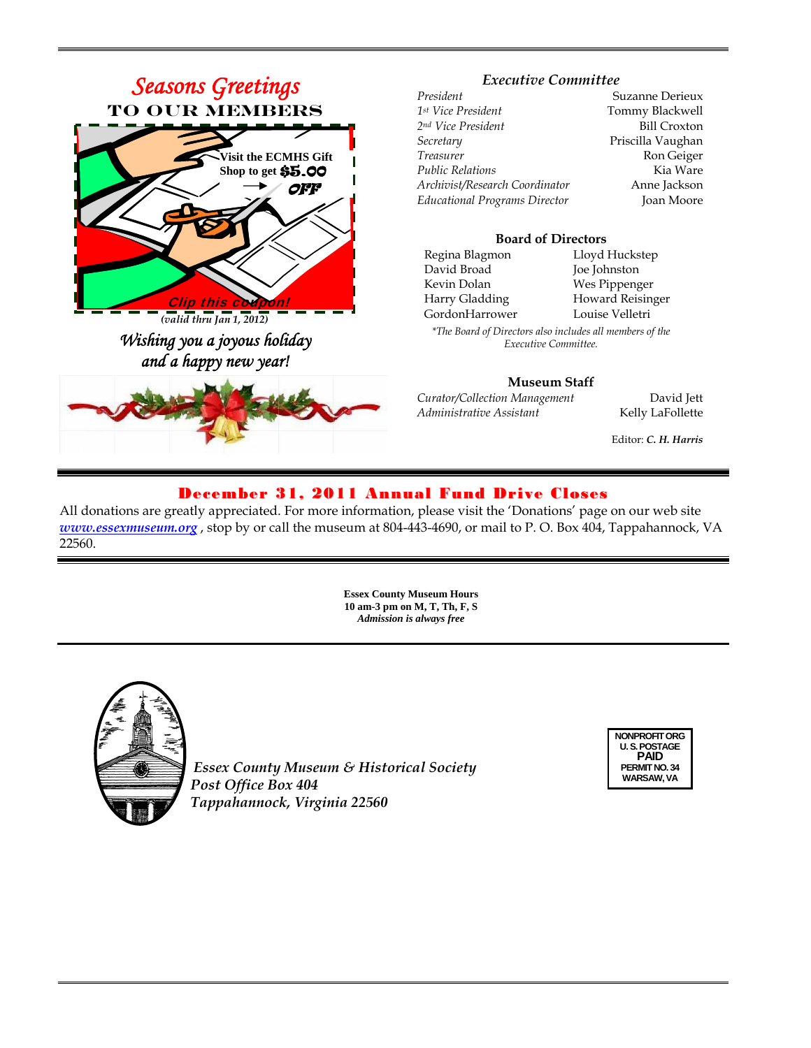## *Seasons Greetings*

### TO OUR MEMBERS

Visit the ECMHS Gift Shop to get $5.00 OFF

Clip this coupon!

*(valid thru Jan 1, 2012)*

*Wishing you a joyous holiday and a happy new year!*

### *Executive Committee*

| | |
|---|---|
| *President* | Suzanne Derieux |
| *1st Vice President* | Tommy Blackwell |
| *2nd Vice President* | Bill Croxton |
| *Secretary* | Priscilla Vaughan |
| *Treasurer* | Ron Geiger |
| *Public Relations* | Kia Ware |
| *Archivist/Research Coordinator* | Anne Jackson |
| *Educational Programs Director* | Joan Moore |

### Board of Directors

| | |
|---|---|
| Regina Blagmon | Lloyd Huckstep |
| David Broad | Joe Johnston |
| Kevin Dolan | Wes Pippenger |
| Harry Gladding | Howard Reisinger |
| GordonHarrower | Louise Velletri |

*\*The Board of Directors also includes all members of the Executive Committee.*

### Museum Staff

| | |
|---|---|
| *Curator/Collection Management* | David Jett |
| *Administrative Assistant* | Kelly LaFollette |

Editor: ***C. H. Harris***

## December 31, 2011 Annual Fund Drive Closes

All donations are greatly appreciated. For more information, please visit the 'Donations' page on our web site ***www.essexmuseum.org*** , stop by or call the museum at 804-443-4690, or mail to P. O. Box 404, Tappahannock, VA 22560.

**Essex County Museum Hours**
**10 am-3 pm on M, T, Th, F, S**
***Admission is always free***

*Essex County Museum & Historical Society*
*Post Office Box 404*
*Tappahannock, Virginia 22560*

NONPROFIT ORG
U. S. POSTAGE
PAID
PERMIT NO. 34
WARSAW, VA